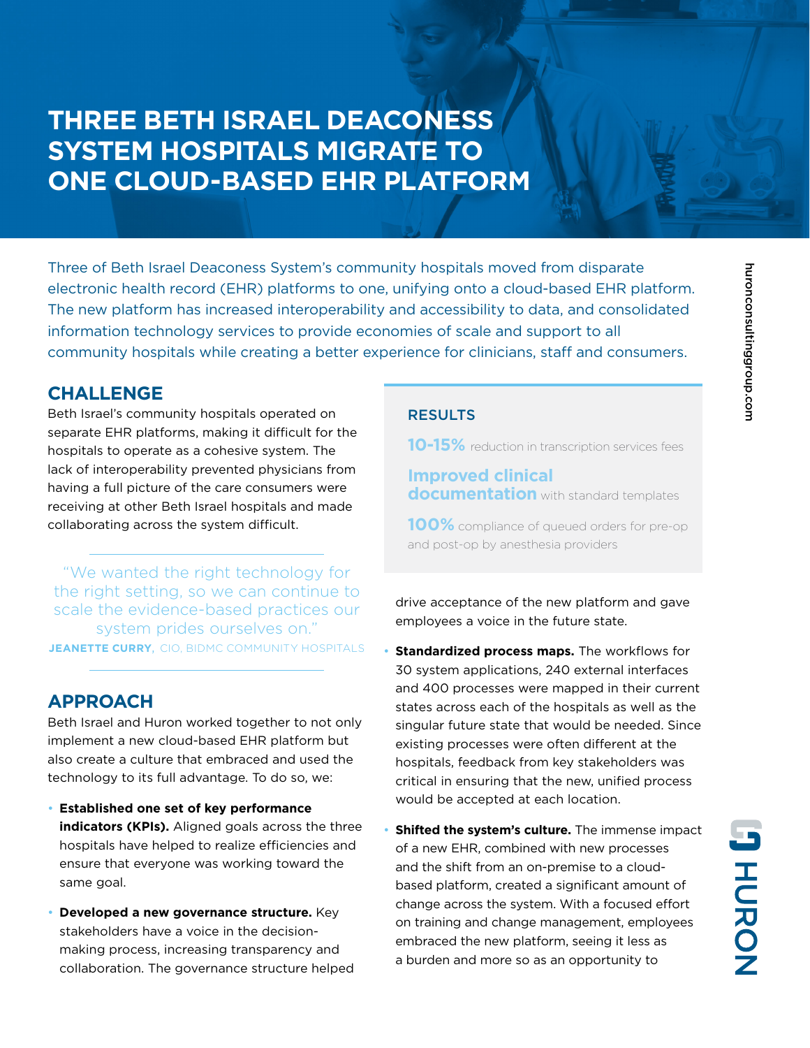# THREE BETH ISRAEL DEACONESS SYSTEM HOSPITALS MIGRATE TO ONE CLOUD-BASED EHR PLATFORM

Three of Beth Israel Deaconess System's community hospitals moved from disparate electronic health record (EHR) platforms to one, unifying onto a cloud-based EHR platform. The new platform has increased interoperability and accessibility to data, and consolidated information technology services to provide economies of scale and support to all community hospitals while creating a better experience for clinicians, staff and consumers.

## CHALLENGE

Beth Israel's community hospitals operated on separate EHR platforms, making it difficult for the hospitals to operate as a cohesive system. The lack of interoperability prevented physicians from having a full picture of the care consumers were receiving at other Beth Israel hospitals and made collaborating across the system difficult.

> "We wanted the right technology for the right setting, so we can continue to scale the evidence-based practices our system prides ourselves on."
>
> **JEANETTE CURRY**, CIO, BIDMC COMMUNITY HOSPITALS

## APPROACH

Beth Israel and Huron worked together to not only implement a new cloud-based EHR platform but also create a culture that embraced and used the technology to its full advantage. To do so, we:

- **Established one set of key performance indicators (KPIs).** Aligned goals across the three hospitals have helped to realize efficiencies and ensure that everyone was working toward the same goal.
- **Developed a new governance structure.** Key stakeholders have a voice in the decision-making process, increasing transparency and collaboration. The governance structure helped drive acceptance of the new platform and gave employees a voice in the future state.
- **Standardized process maps.** The workflows for 30 system applications, 240 external interfaces and 400 processes were mapped in their current states across each of the hospitals as well as the singular future state that would be needed. Since existing processes were often different at the hospitals, feedback from key stakeholders was critical in ensuring that the new, unified process would be accepted at each location.
- **Shifted the system's culture.** The immense impact of a new EHR, combined with new processes and the shift from an on-premise to a cloud-based platform, created a significant amount of change across the system. With a focused effort on training and change management, employees embraced the new platform, seeing it less as a burden and more so as an opportunity to

### RESULTS

**10-15%** reduction in transcription services fees

**Improved clinical documentation** with standard templates

**100%** compliance of queued orders for pre-op and post-op by anesthesia providers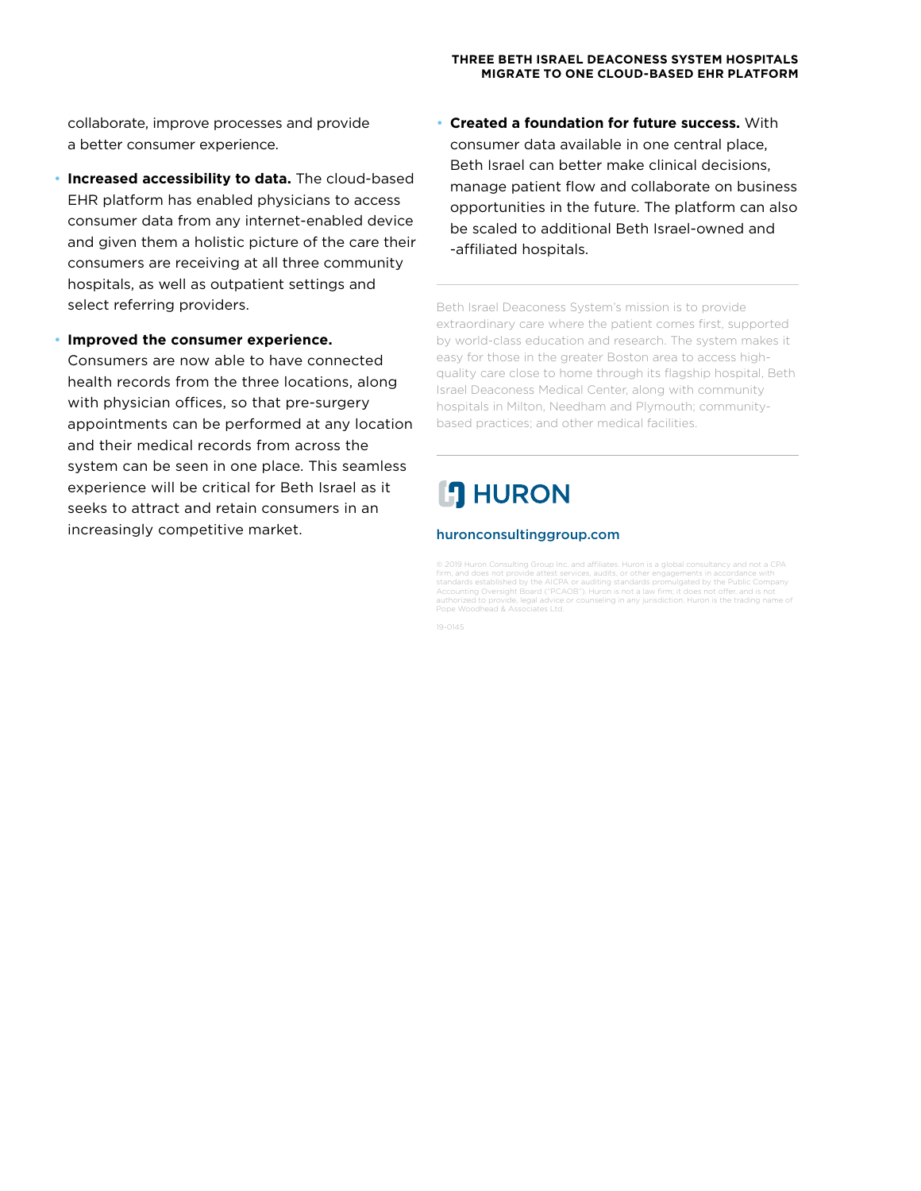collaborate, improve processes and provide a better consumer experience.

- **Increased accessibility to data.** The cloud-based EHR platform has enabled physicians to access consumer data from any internet-enabled device and given them a holistic picture of the care their consumers are receiving at all three community hospitals, as well as outpatient settings and select referring providers.
- **Improved the consumer experience.** Consumers are now able to have connected health records from the three locations, along with physician offices, so that pre-surgery appointments can be performed at any location and their medical records from across the system can be seen in one place. This seamless experience will be critical for Beth Israel as it seeks to attract and retain consumers in an increasingly competitive market.
- **Created a foundation for future success.** With consumer data available in one central place, Beth Israel can better make clinical decisions, manage patient flow and collaborate on business opportunities in the future. The platform can also be scaled to additional Beth Israel-owned and -affiliated hospitals.

---

Beth Israel Deaconess System's mission is to provide extraordinary care where the patient comes first, supported by world-class education and research. The system makes it easy for those in the greater Boston area to access high-quality care close to home through its flagship hospital, Beth Israel Deaconess Medical Center, along with community hospitals in Milton, Needham and Plymouth; community-based practices; and other medical facilities.

---

HURON

huronconsultinggroup.com

© 2019 Huron Consulting Group Inc. and affiliates. Huron is a global consultancy and not a CPA firm, and does not provide attest services, audits, or other engagements in accordance with standards established by the AICPA or auditing standards promulgated by the Public Company Accounting Oversight Board ("PCAOB"). Huron is not a law firm; it does not offer, and is not authorized to provide, legal advice or counseling in any jurisdiction. Huron is the trading name of Pope Woodhead & Associates Ltd.

19-0145